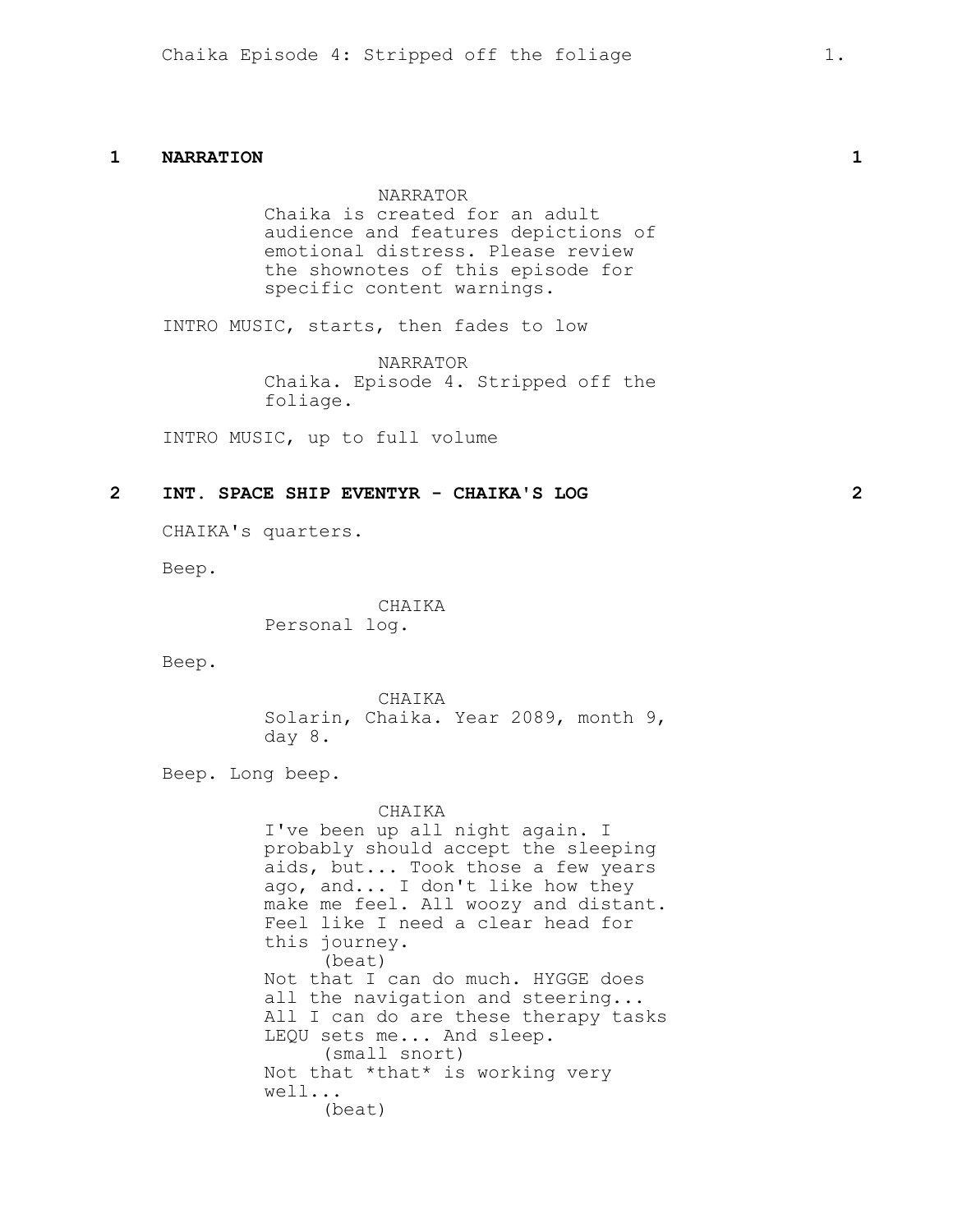## 1 NARRATION 1

NARRATOR
Chaika is created for an adult audience and features depictions of emotional distress. Please review the shownotes of this episode for specific content warnings.

INTRO MUSIC, starts, then fades to low

NARRATOR
Chaika. Episode 4. Stripped off the foliage.

INTRO MUSIC, up to full volume

## 2 INT. SPACE SHIP EVENTYR - CHAIKA'S LOG 2

CHAIKA's quarters.

Beep.

CHAIKA
Personal log.

Beep.

CHAIKA
Solarin, Chaika. Year 2089, month 9, day 8.

Beep. Long beep.

CHAIKA
I've been up all night again. I probably should accept the sleeping aids, but... Took those a few years ago, and... I don't like how they make me feel. All woozy and distant. Feel like I need a clear head for this journey.
(beat)
Not that I can do much. HYGGE does all the navigation and steering... All I can do are these therapy tasks LEQU sets me... And sleep.
(small snort)
Not that *that* is working very well...
(beat)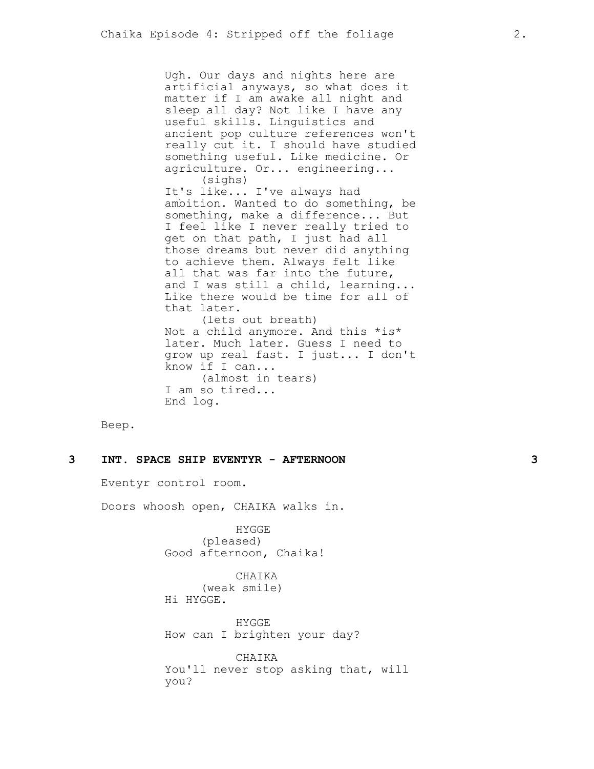Ugh. Our days and nights here are artificial anyways, so what does it matter if I am awake all night and sleep all day? Not like I have any useful skills. Linguistics and ancient pop culture references won't really cut it. I should have studied something useful. Like medicine. Or agriculture. Or... engineering...

(sighs)

It's like... I've always had ambition. Wanted to do something, be something, make a difference... But I feel like I never really tried to get on that path, I just had all those dreams but never did anything to achieve them. Always felt like all that was far into the future, and I was still a child, learning... Like there would be time for all of that later.

(lets out breath)

Not a child anymore. And this *is* later. Much later. Guess I need to grow up real fast. I just... I don't know if I can...

(almost in tears)

I am so tired...
End log.

Beep.

**3 INT. SPACE SHIP EVENTYR - AFTERNOON 3**

Eventyr control room.

Doors whoosh open, CHAIKA walks in.

HYGGE
(pleased)
Good afternoon, Chaika!

CHAIKA
(weak smile)
Hi HYGGE.

HYGGE
How can I brighten your day?

CHAIKA
You'll never stop asking that, will you?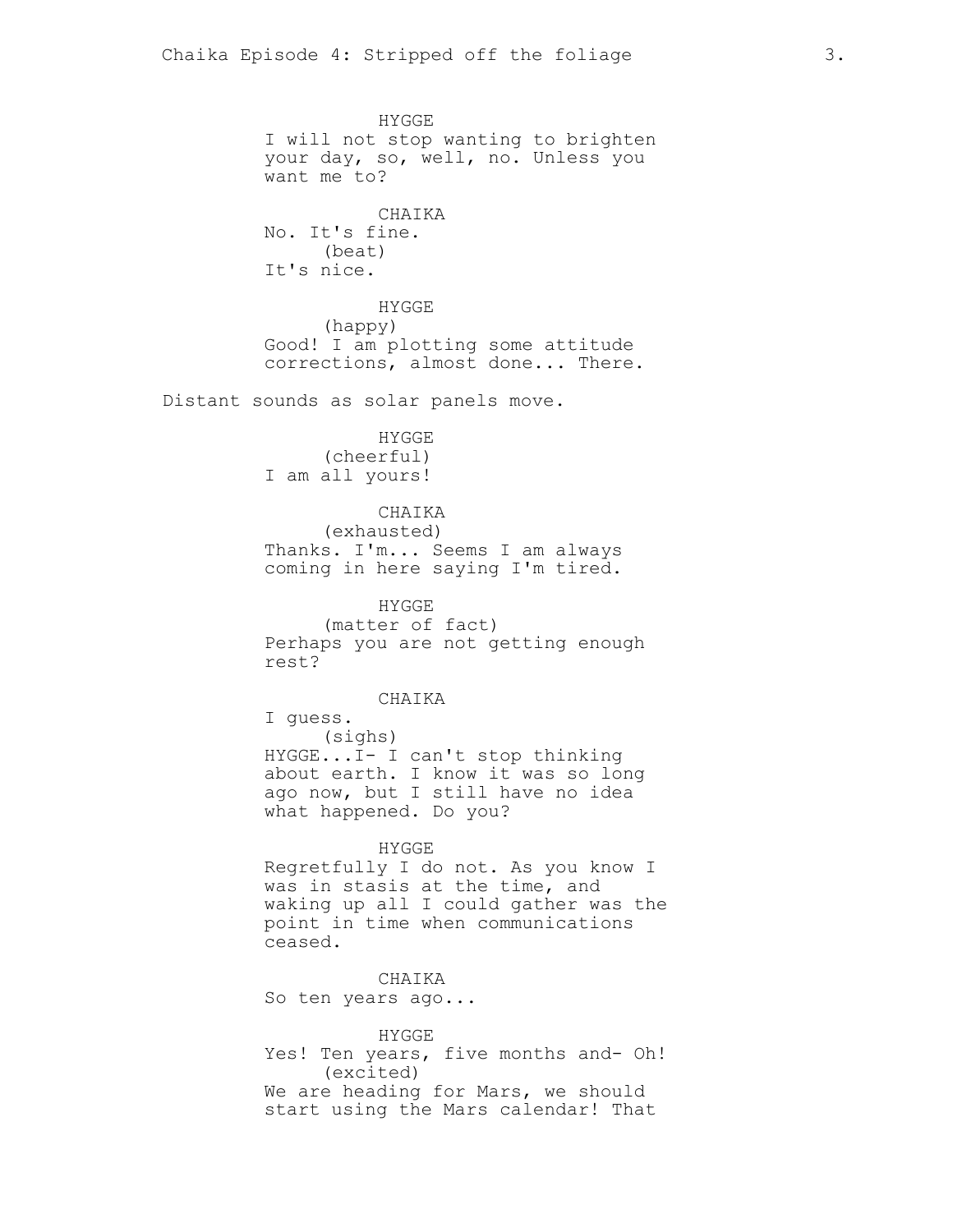HYGGE

I will not stop wanting to brighten your day, so, well, no. Unless you want me to?

CHAIKA

No. It's fine.

(beat)

It's nice.

HYGGE

(happy)

Good! I am plotting some attitude corrections, almost done... There.

Distant sounds as solar panels move.

HYGGE

(cheerful)

I am all yours!

CHAIKA

(exhausted)

Thanks. I'm... Seems I am always coming in here saying I'm tired.

HYGGE

(matter of fact)

Perhaps you are not getting enough rest?

CHAIKA

I guess.

(sighs)

HYGGE...I- I can't stop thinking about earth. I know it was so long ago now, but I still have no idea what happened. Do you?

HYGGE

Regretfully I do not. As you know I was in stasis at the time, and waking up all I could gather was the point in time when communications ceased.

CHAIKA

So ten years ago...

HYGGE

Yes! Ten years, five months and- Oh!

(excited)

We are heading for Mars, we should start using the Mars calendar! That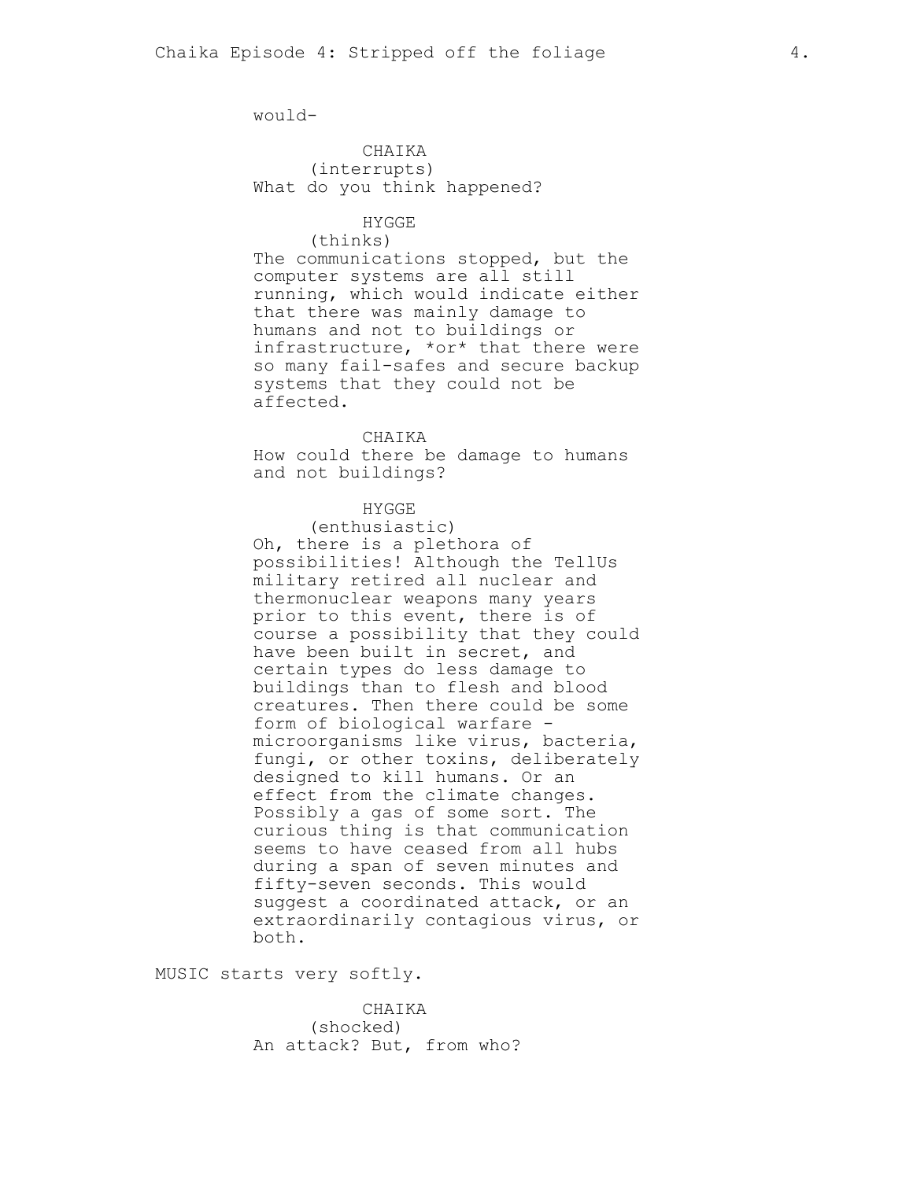would-

CHAIKA
(interrupts)
What do you think happened?

HYGGE
(thinks)
The communications stopped, but the computer systems are all still running, which would indicate either that there was mainly damage to humans and not to buildings or infrastructure, *or* that there were so many fail-safes and secure backup systems that they could not be affected.

CHAIKA
How could there be damage to humans and not buildings?

HYGGE
(enthusiastic)
Oh, there is a plethora of possibilities! Although the TellUs military retired all nuclear and thermonuclear weapons many years prior to this event, there is of course a possibility that they could have been built in secret, and certain types do less damage to buildings than to flesh and blood creatures. Then there could be some form of biological warfare - microorganisms like virus, bacteria, fungi, or other toxins, deliberately designed to kill humans. Or an effect from the climate changes. Possibly a gas of some sort. The curious thing is that communication seems to have ceased from all hubs during a span of seven minutes and fifty-seven seconds. This would suggest a coordinated attack, or an extraordinarily contagious virus, or both.

MUSIC starts very softly.

CHAIKA
(shocked)
An attack? But, from who?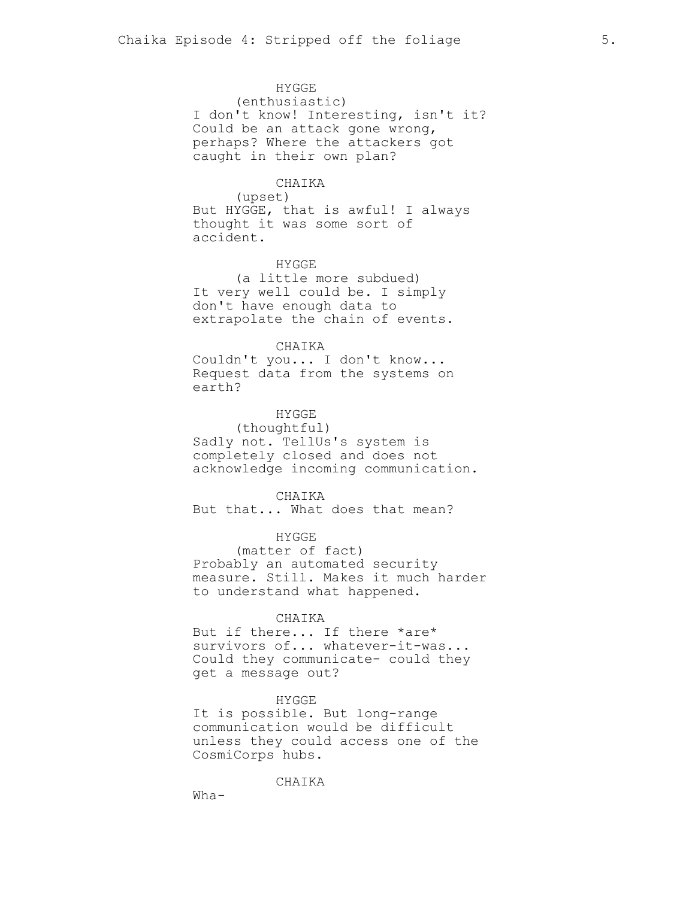HYGGE
(enthusiastic)
I don't know! Interesting, isn't it? Could be an attack gone wrong, perhaps? Where the attackers got caught in their own plan?

CHAIKA
(upset)
But HYGGE, that is awful! I always thought it was some sort of accident.

HYGGE
(a little more subdued)
It very well could be. I simply don't have enough data to extrapolate the chain of events.

CHAIKA
Couldn't you... I don't know... Request data from the systems on earth?

HYGGE
(thoughtful)
Sadly not. TellUs's system is completely closed and does not acknowledge incoming communication.

CHAIKA
But that... What does that mean?

HYGGE
(matter of fact)
Probably an automated security measure. Still. Makes it much harder to understand what happened.

CHAIKA
But if there... If there *are* survivors of... whatever-it-was... Could they communicate- could they get a message out?

HYGGE
It is possible. But long-range communication would be difficult unless they could access one of the CosmiCorps hubs.

CHAIKA
Wha-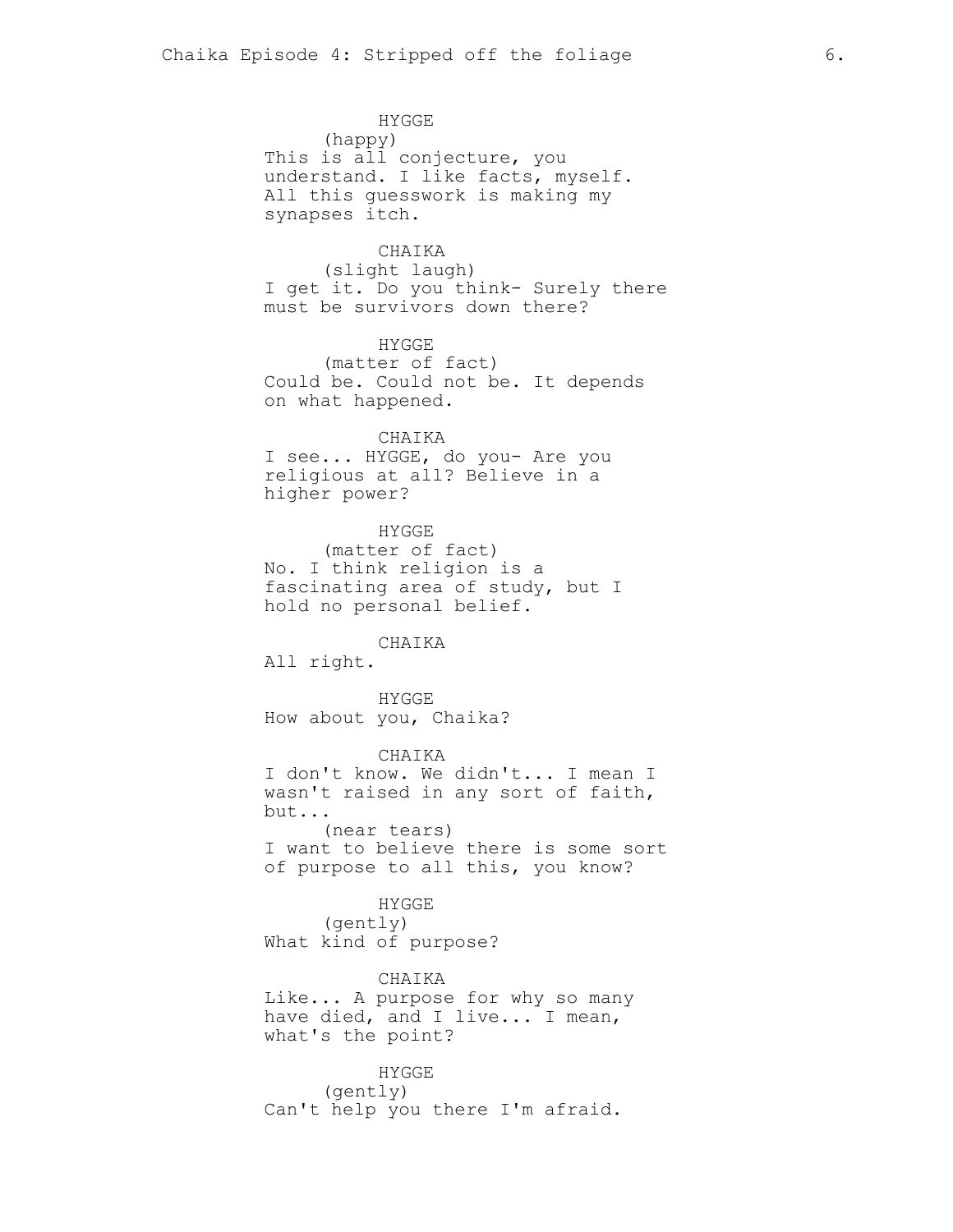HYGGE
(happy)
This is all conjecture, you understand. I like facts, myself. All this guesswork is making my synapses itch.

CHAIKA
(slight laugh)
I get it. Do you think- Surely there must be survivors down there?

HYGGE
(matter of fact)
Could be. Could not be. It depends on what happened.

CHAIKA
I see... HYGGE, do you- Are you religious at all? Believe in a higher power?

HYGGE
(matter of fact)
No. I think religion is a fascinating area of study, but I hold no personal belief.

CHAIKA
All right.

HYGGE
How about you, Chaika?

CHAIKA
I don't know. We didn't... I mean I wasn't raised in any sort of faith, but...
(near tears)
I want to believe there is some sort of purpose to all this, you know?

HYGGE
(gently)
What kind of purpose?

CHAIKA
Like... A purpose for why so many have died, and I live... I mean, what's the point?

HYGGE
(gently)
Can't help you there I'm afraid.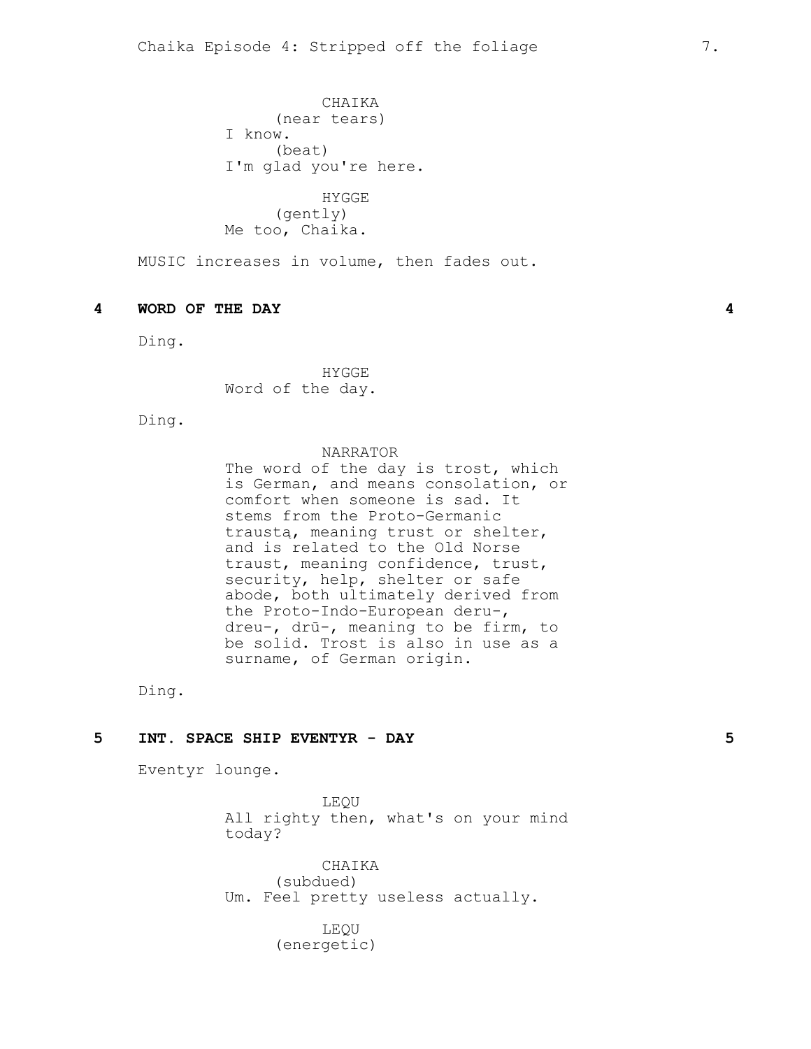CHAIKA
(near tears)
I know.
(beat)
I'm glad you're here.

HYGGE
(gently)
Me too, Chaika.

MUSIC increases in volume, then fades out.

**4 WORD OF THE DAY 4**

Ding.

HYGGE
Word of the day.

Ding.

NARRATOR
The word of the day is trost, which is German, and means consolation, or comfort when someone is sad. It stems from the Proto-Germanic traustą, meaning trust or shelter, and is related to the Old Norse traust, meaning confidence, trust, security, help, shelter or safe abode, both ultimately derived from the Proto-Indo-European deru-, dreu-, drū-, meaning to be firm, to be solid. Trost is also in use as a surname, of German origin.

Ding.

**5 INT. SPACE SHIP EVENTYR - DAY 5**

Eventyr lounge.

LEQU
All righty then, what's on your mind today?

CHAIKA
(subdued)
Um. Feel pretty useless actually.

LEQU
(energetic)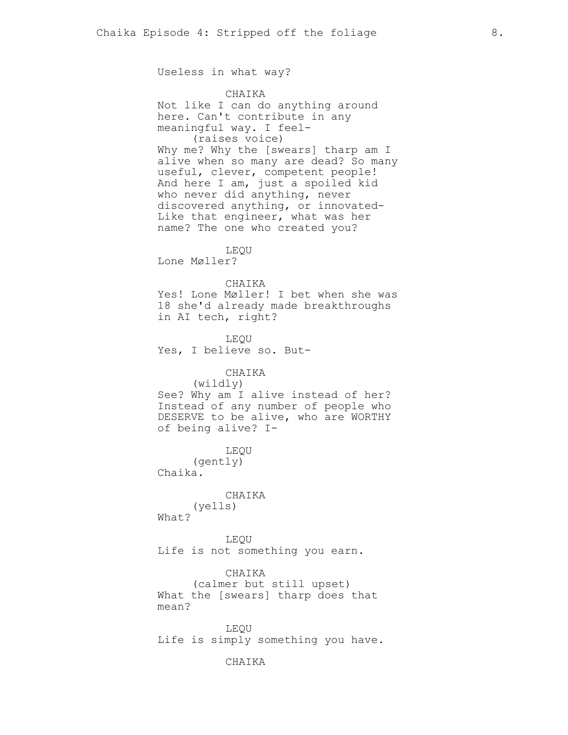Useless in what way?

CHAIKA
Not like I can do anything around here. Can't contribute in any meaningful way. I feel-
(raises voice)
Why me? Why the [swears] tharp am I alive when so many are dead? So many useful, clever, competent people! And here I am, just a spoiled kid who never did anything, never discovered anything, or innovated- Like that engineer, what was her name? The one who created you?

LEQU
Lone Møller?

CHAIKA
Yes! Lone Møller! I bet when she was 18 she'd already made breakthroughs in AI tech, right?

LEQU
Yes, I believe so. But-

CHAIKA
(wildly)
See? Why am I alive instead of her? Instead of any number of people who DESERVE to be alive, who are WORTHY of being alive? I-

LEQU
(gently)
Chaika.

CHAIKA
(yells)
What?

LEQU
Life is not something you earn.

CHAIKA
(calmer but still upset)
What the [swears] tharp does that mean?

LEQU
Life is simply something you have.

CHAIKA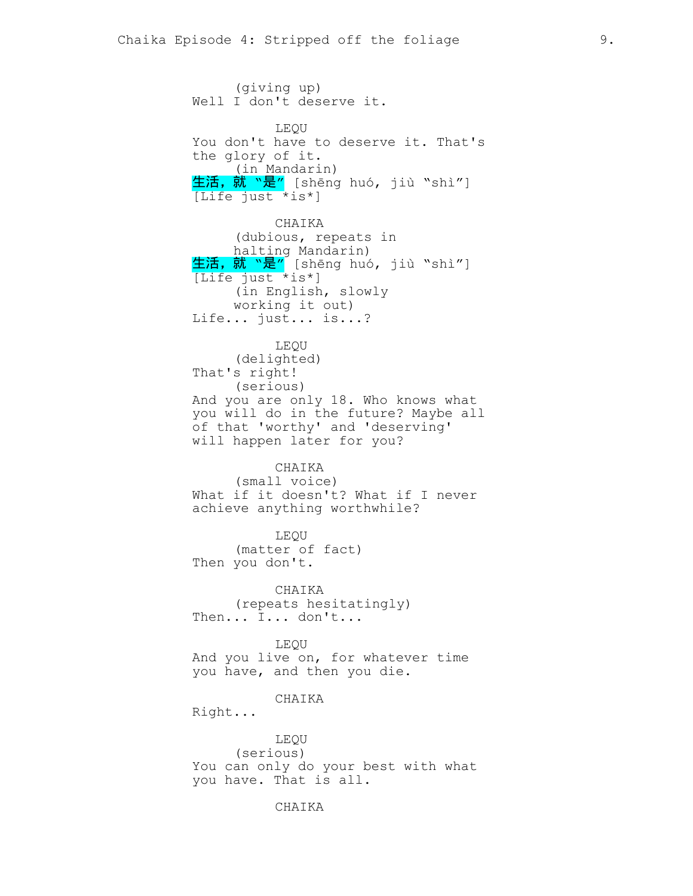(giving up)
Well I don't deserve it.

LEQU
You don't have to deserve it. That's the glory of it.
(in Mandarin)
生活，就“是” [shēng huó, jiù “shì”]
[Life just *is*]

CHAIKA
(dubious, repeats in halting Mandarin)
生活，就“是” [shēng huó, jiù “shì”]
[Life just *is*]
(in English, slowly working it out)
Life... just... is...?

LEQU
(delighted)
That's right!
(serious)
And you are only 18. Who knows what you will do in the future? Maybe all of that 'worthy' and 'deserving' will happen later for you?

CHAIKA
(small voice)
What if it doesn't? What if I never achieve anything worthwhile?

LEQU
(matter of fact)
Then you don't.

CHAIKA
(repeats hesitatingly)
Then... I... don't...

LEQU
And you live on, for whatever time you have, and then you die.

CHAIKA
Right...

LEQU
(serious)
You can only do your best with what you have. That is all.

CHAIKA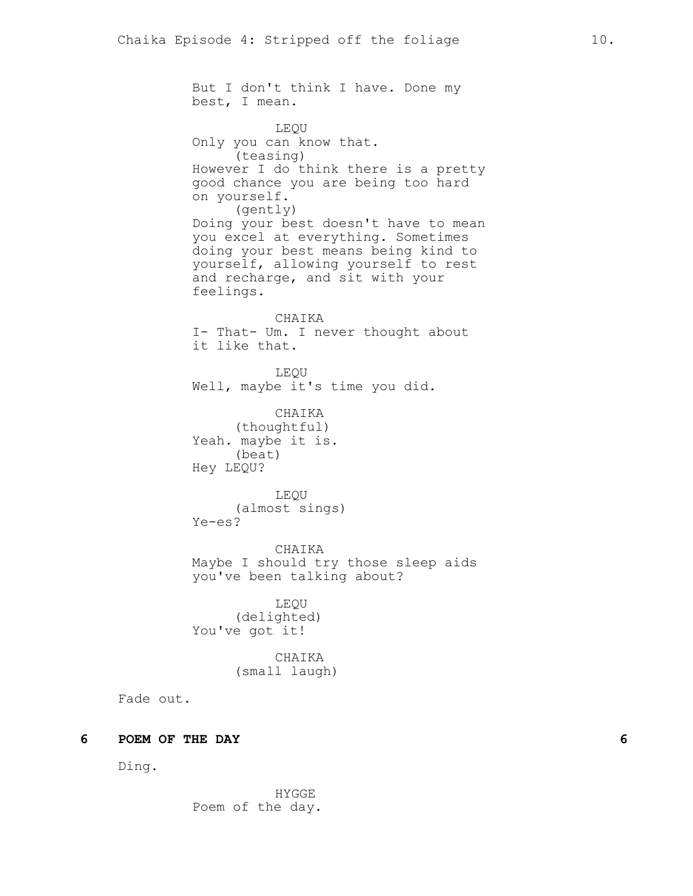But I don't think I have. Done my best, I mean.

LEQU

Only you can know that.

(teasing)

However I do think there is a pretty good chance you are being too hard on yourself.

(gently)

Doing your best doesn't have to mean you excel at everything. Sometimes doing your best means being kind to yourself, allowing yourself to rest and recharge, and sit with your feelings.

CHAIKA

I- That- Um. I never thought about it like that.

LEQU

Well, maybe it's time you did.

CHAIKA

(thoughtful)

Yeah. maybe it is.

(beat)

Hey LEQU?

LEQU

(almost sings)

Ye-es?

CHAIKA

Maybe I should try those sleep aids you've been talking about?

LEQU

(delighted)

You've got it!

CHAIKA

(small laugh)

Fade out.

## 6 POEM OF THE DAY 6

Ding.

HYGGE

Poem of the day.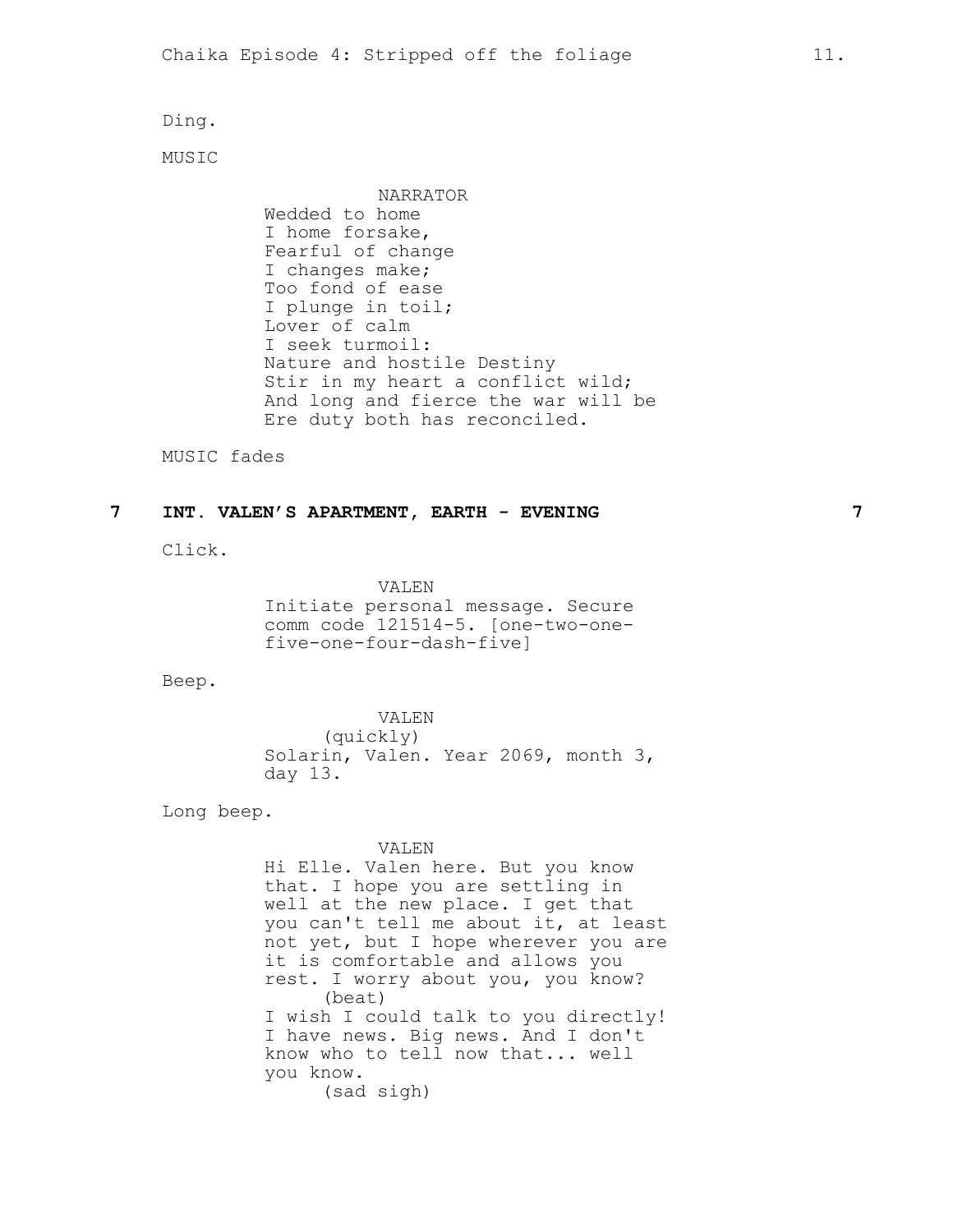Ding.

MUSIC

NARRATOR
Wedded to home
I home forsake,
Fearful of change
I changes make;
Too fond of ease
I plunge in toil;
Lover of calm
I seek turmoil:
Nature and hostile Destiny
Stir in my heart a conflict wild;
And long and fierce the war will be
Ere duty both has reconciled.

MUSIC fades

**7 INT. VALEN'S APARTMENT, EARTH - EVENING 7**

Click.

VALEN
Initiate personal message. Secure comm code 121514-5. [one-two-one-five-one-four-dash-five]

Beep.

VALEN
(quickly)
Solarin, Valen. Year 2069, month 3, day 13.

Long beep.

VALEN
Hi Elle. Valen here. But you know that. I hope you are settling in well at the new place. I get that you can't tell me about it, at least not yet, but I hope wherever you are it is comfortable and allows you rest. I worry about you, you know?
(beat)
I wish I could talk to you directly! I have news. Big news. And I don't know who to tell now that... well you know.
(sad sigh)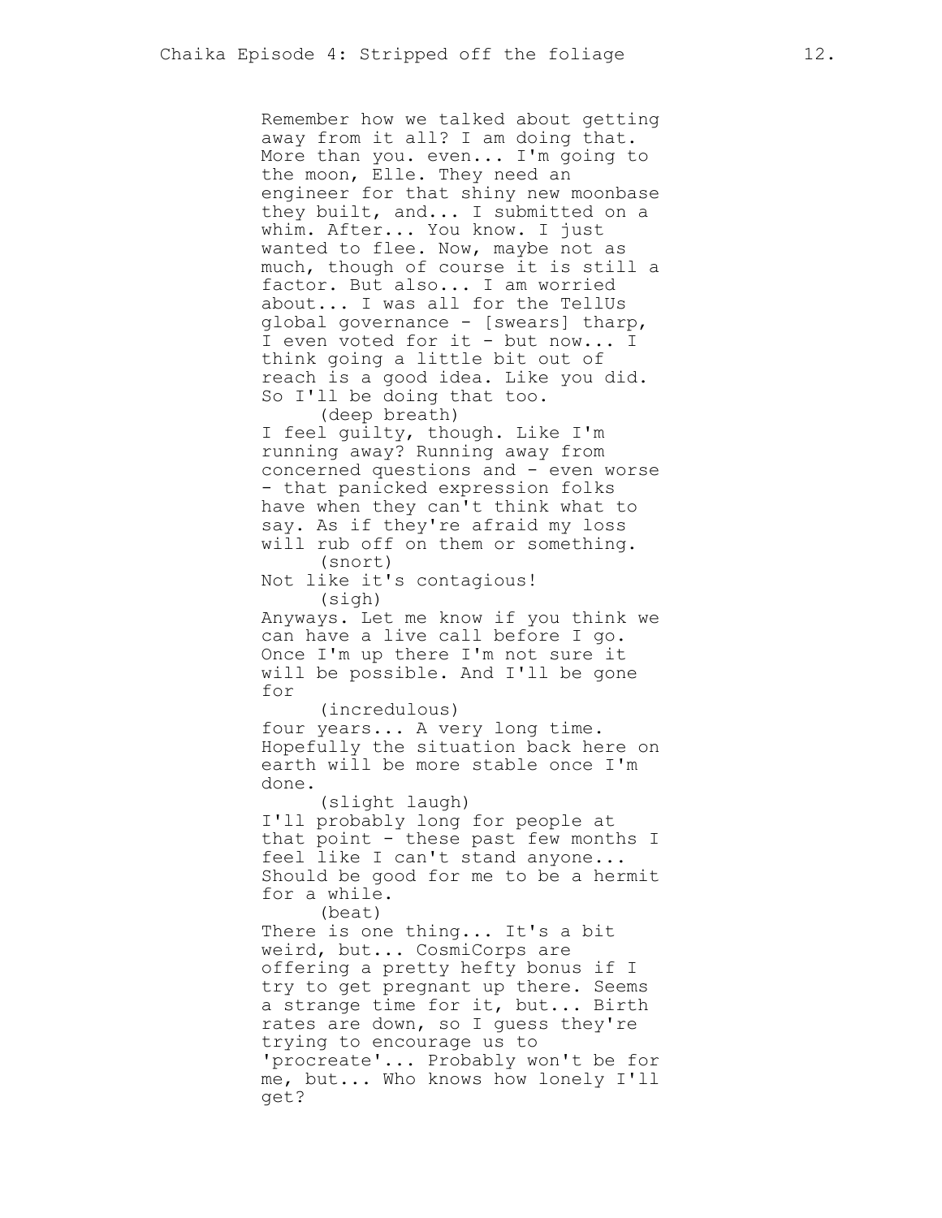Remember how we talked about getting away from it all? I am doing that. More than you. even... I'm going to the moon, Elle. They need an engineer for that shiny new moonbase they built, and... I submitted on a whim. After... You know. I just wanted to flee. Now, maybe not as much, though of course it is still a factor. But also... I am worried about... I was all for the TellUs global governance - [swears] tharp, I even voted for it - but now... I think going a little bit out of reach is a good idea. Like you did. So I'll be doing that too.

(deep breath)

I feel guilty, though. Like I'm running away? Running away from concerned questions and - even worse - that panicked expression folks have when they can't think what to say. As if they're afraid my loss will rub off on them or something.

(snort)

Not like it's contagious!

(sigh)

Anyways. Let me know if you think we can have a live call before I go. Once I'm up there I'm not sure it will be possible. And I'll be gone for

(incredulous)

four years... A very long time. Hopefully the situation back here on earth will be more stable once I'm done.

(slight laugh)

I'll probably long for people at that point - these past few months I feel like I can't stand anyone... Should be good for me to be a hermit for a while.

(beat)

There is one thing... It's a bit weird, but... CosmiCorps are offering a pretty hefty bonus if I try to get pregnant up there. Seems a strange time for it, but... Birth rates are down, so I guess they're trying to encourage us to 'procreate'... Probably won't be for me, but... Who knows how lonely I'll get?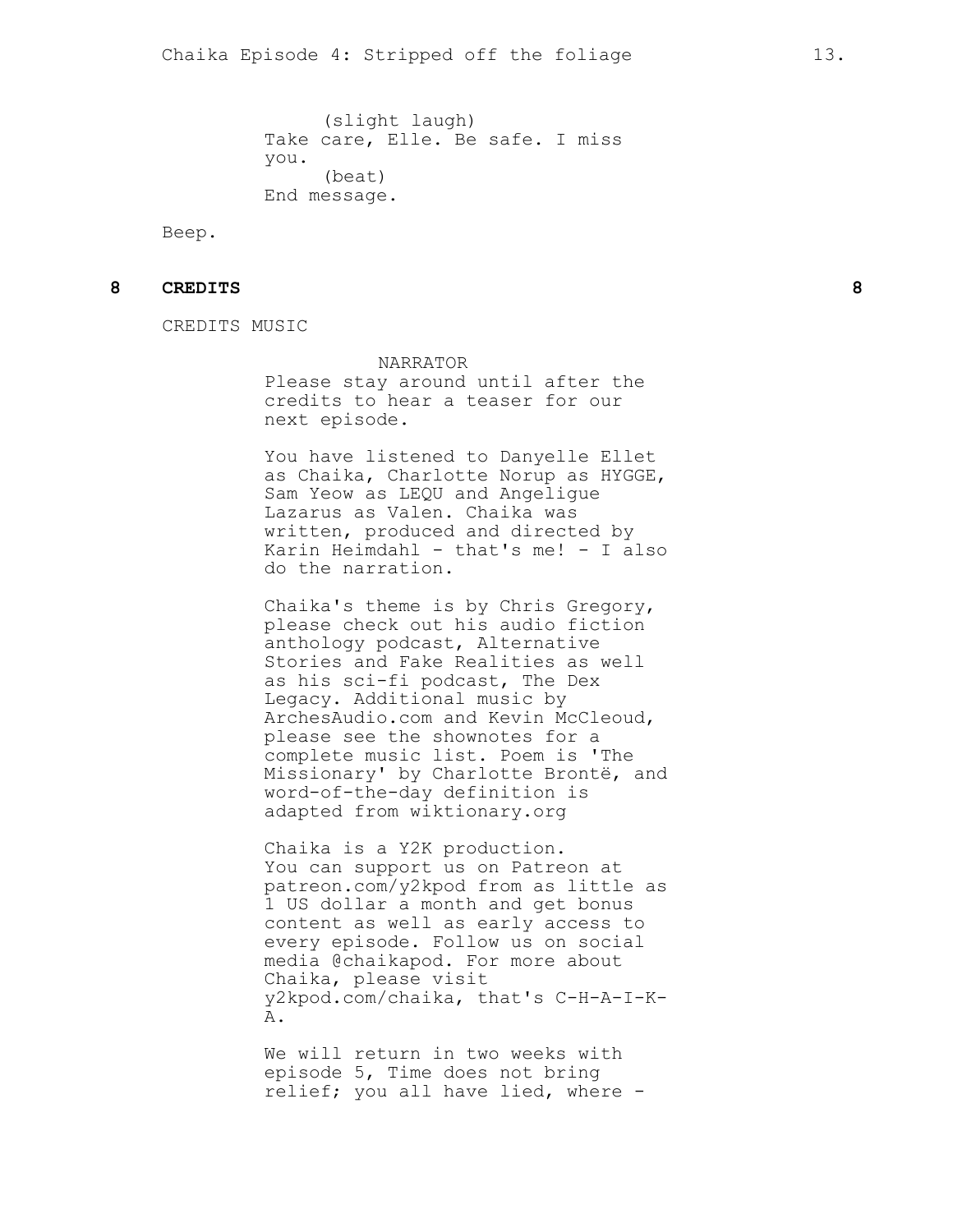(slight laugh)
Take care, Elle. Be safe. I miss you.
(beat)
End message.

Beep.

## 8 CREDITS 8

CREDITS MUSIC

NARRATOR
Please stay around until after the credits to hear a teaser for our next episode.

You have listened to Danyelle Ellet as Chaika, Charlotte Norup as HYGGE, Sam Yeow as LEQU and Angeligue Lazarus as Valen. Chaika was written, produced and directed by Karin Heimdahl - that's me! - I also do the narration.

Chaika's theme is by Chris Gregory, please check out his audio fiction anthology podcast, Alternative Stories and Fake Realities as well as his sci-fi podcast, The Dex Legacy. Additional music by ArchesAudio.com and Kevin McCleoud, please see the shownotes for a complete music list. Poem is 'The Missionary' by Charlotte Brontë, and word-of-the-day definition is adapted from wiktionary.org

Chaika is a Y2K production. You can support us on Patreon at patreon.com/y2kpod from as little as 1 US dollar a month and get bonus content as well as early access to every episode. Follow us on social media @chaikapod. For more about Chaika, please visit y2kpod.com/chaika, that's C-H-A-I-K-A.

We will return in two weeks with episode 5, Time does not bring relief; you all have lied, where -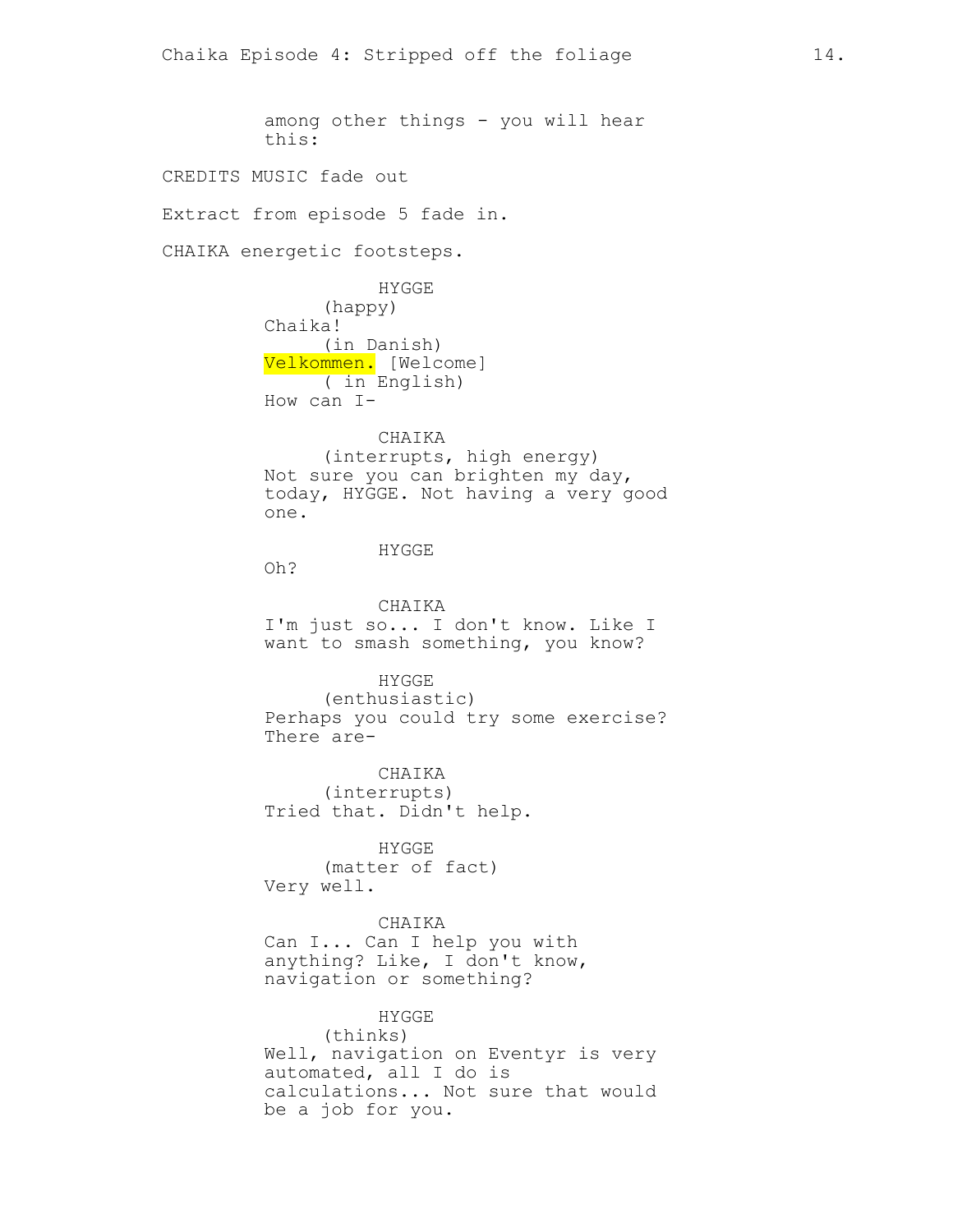among other things - you will hear this:

CREDITS MUSIC fade out

Extract from episode 5 fade in.

CHAIKA energetic footsteps.

HYGGE
(happy)
Chaika!
(in Danish)
Velkommen. [Welcome]
( in English)
How can I-

CHAIKA
(interrupts, high energy)
Not sure you can brighten my day, today, HYGGE. Not having a very good one.

HYGGE
Oh?

CHAIKA
I'm just so... I don't know. Like I want to smash something, you know?

HYGGE
(enthusiastic)
Perhaps you could try some exercise? There are-

CHAIKA
(interrupts)
Tried that. Didn't help.

HYGGE
(matter of fact)
Very well.

CHAIKA
Can I... Can I help you with anything? Like, I don't know, navigation or something?

HYGGE
(thinks)
Well, navigation on Eventyr is very automated, all I do is calculations... Not sure that would be a job for you.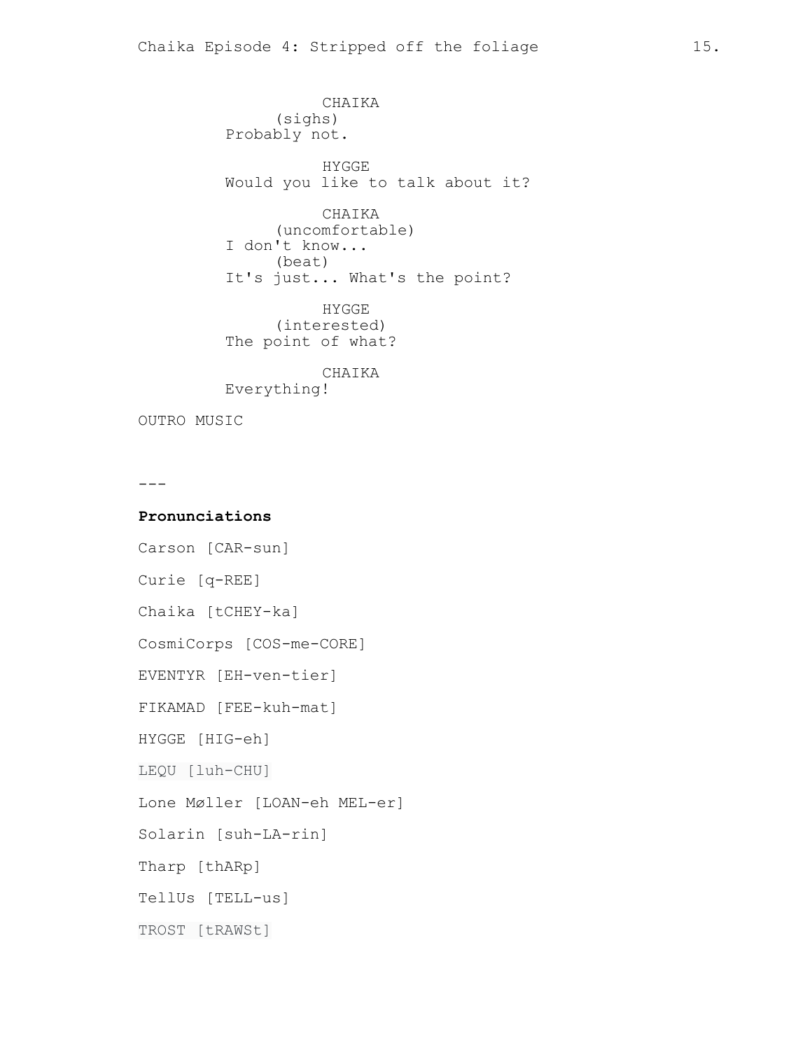CHAIKA
(sighs)
Probably not.

HYGGE
Would you like to talk about it?

CHAIKA
(uncomfortable)
I don't know...
(beat)
It's just... What's the point?

HYGGE
(interested)
The point of what?

CHAIKA
Everything!

OUTRO MUSIC

---

**Pronunciations**

Carson [CAR-sun]

Curie [q-REE]

Chaika [tCHEY-ka]

CosmiCorps [COS-me-CORE]

EVENTYR [EH-ven-tier]

FIKAMAD [FEE-kuh-mat]

HYGGE [HIG-eh]

LEQU [luh-CHU]

Lone Møller [LOAN-eh MEL-er]

Solarin [suh-LA-rin]

Tharp [thARp]

TellUs [TELL-us]

TROST [tRAWSt]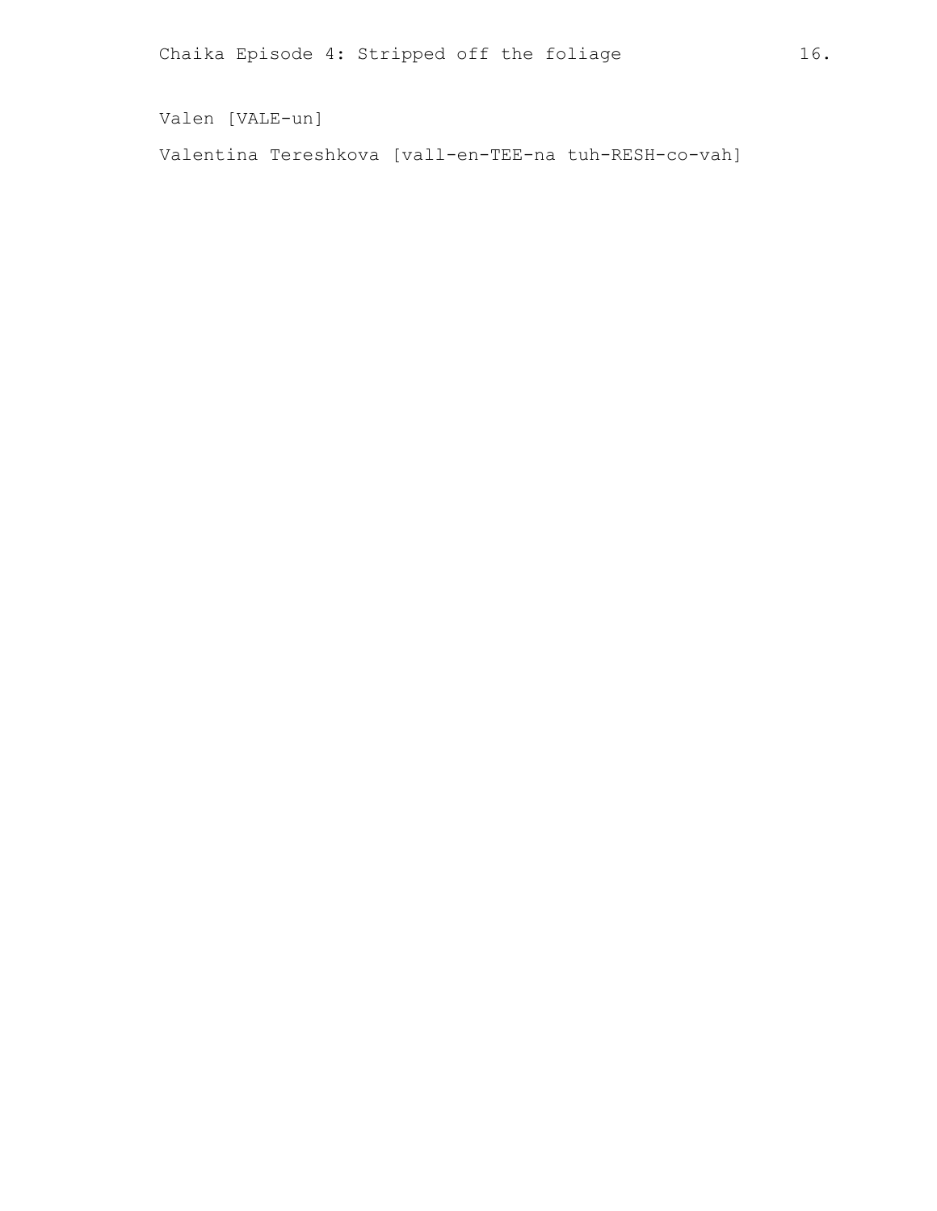Valen [VALE-un]

Valentina Tereshkova [vall-en-TEE-na tuh-RESH-co-vah]